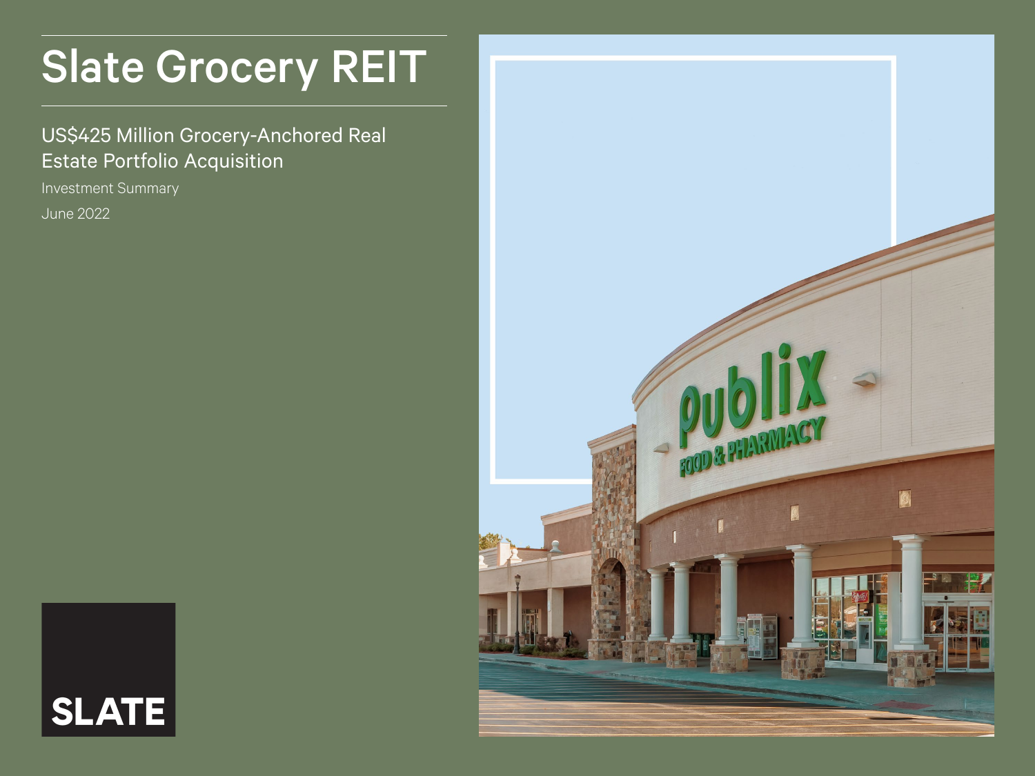# Slate Grocery REIT

## US$425 Million Grocery-Anchored Real Estate Portfolio Acquisition

Investment Summary

June 2022

SLATE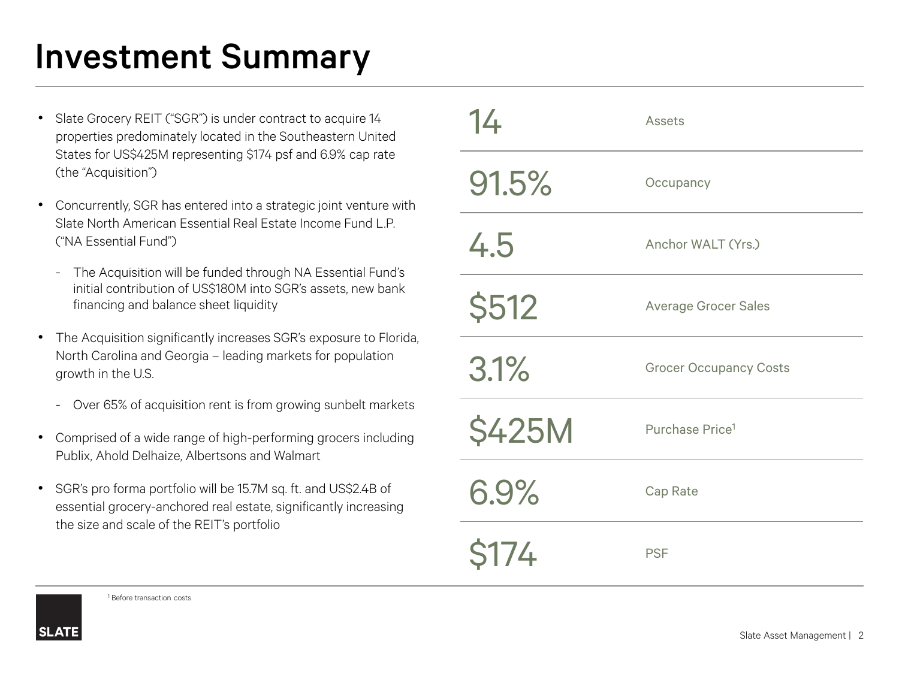# Investment Summary

- Slate Grocery REIT ("SGR") is under contract to acquire 14 properties predominately located in the Southeastern United States for US$425M representing $174 psf and 6.9% cap rate (the "Acquisition")
- Concurrently, SGR has entered into a strategic joint venture with Slate North American Essential Real Estate Income Fund L.P. ("NA Essential Fund")
  - The Acquisition will be funded through NA Essential Fund's initial contribution of US$180M into SGR's assets, new bank financing and balance sheet liquidity
- The Acquisition significantly increases SGR's exposure to Florida, North Carolina and Georgia – leading markets for population growth in the U.S.
  - Over 65% of acquisition rent is from growing sunbelt markets
- Comprised of a wide range of high-performing grocers including Publix, Ahold Delhaize, Albertsons and Walmart
- SGR's pro forma portfolio will be 15.7M sq. ft. and US$2.4B of essential grocery-anchored real estate, significantly increasing the size and scale of the REIT's portfolio

| | |
|---|---|
| 14 | Assets |
| 91.5% | Occupancy |
| 4.5 | Anchor WALT (Yrs.) |
| $512 | Average Grocer Sales |
| 3.1% | Grocer Occupancy Costs |
| $425M | Purchase Price[1] |
| 6.9% | Cap Rate |
| $174 | PSF |

[1] Before transaction costs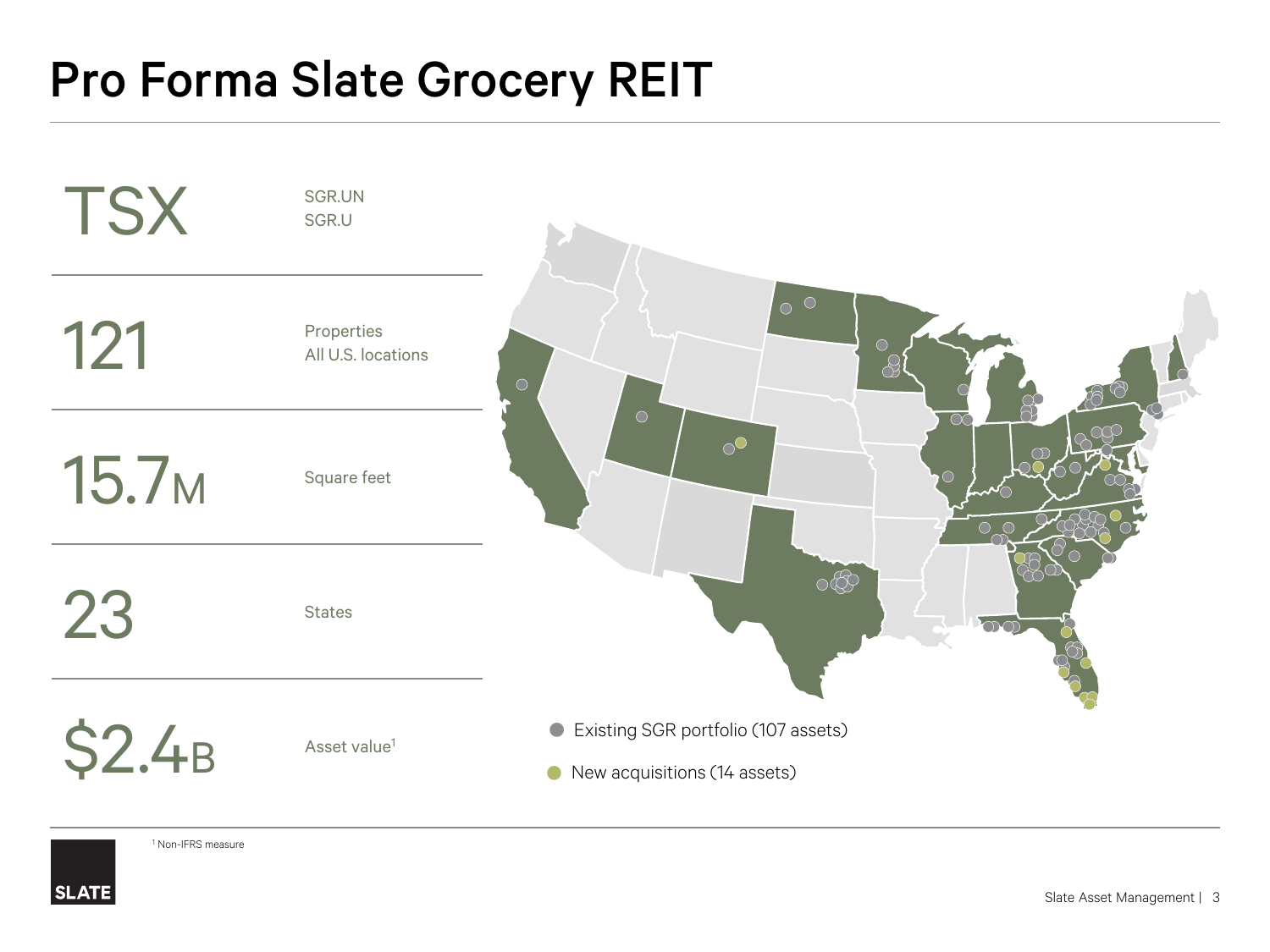# Pro Forma Slate Grocery REIT

| | |
|---|---|
| TSX | SGR.UN<br>SGR.U |
| 121 | Properties<br>All U.S. locations |
| 15.7M | Square feet |
| 23 | States |
| $2.4B | Asset value[1] |

- Existing SGR portfolio (107 assets)
- New acquisitions (14 assets)

[1] Non-IFRS measure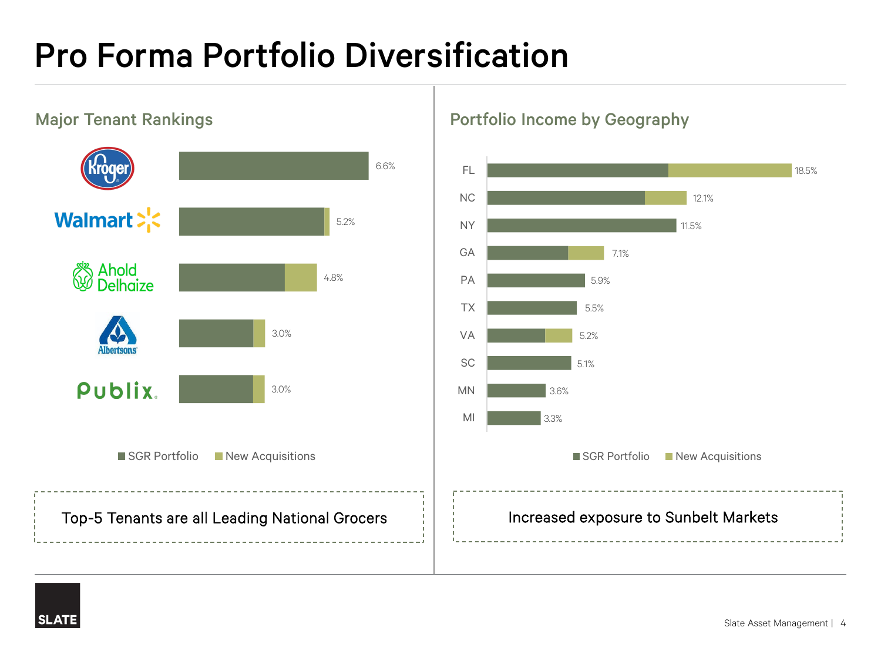# Pro Forma Portfolio Diversification

## Major Tenant Rankings

| Tenant | Total |
|---|---|
| Kroger | 6.6% |
| Walmart | 5.2% |
| Ahold Delhaize | 4.8% |
| Albertsons | 3.0% |
| Publix | 3.0% |

SGR Portfolio | New Acquisitions

Top-5 Tenants are all Leading National Grocers

## Portfolio Income by Geography

| State | Total |
|---|---|
| FL | 18.5% |
| NC | 12.1% |
| NY | 11.5% |
| GA | 7.1% |
| PA | 5.9% |
| TX | 5.5% |
| VA | 5.2% |
| SC | 5.1% |
| MN | 3.6% |
| MI | 3.3% |

SGR Portfolio | New Acquisitions

Increased exposure to Sunbelt Markets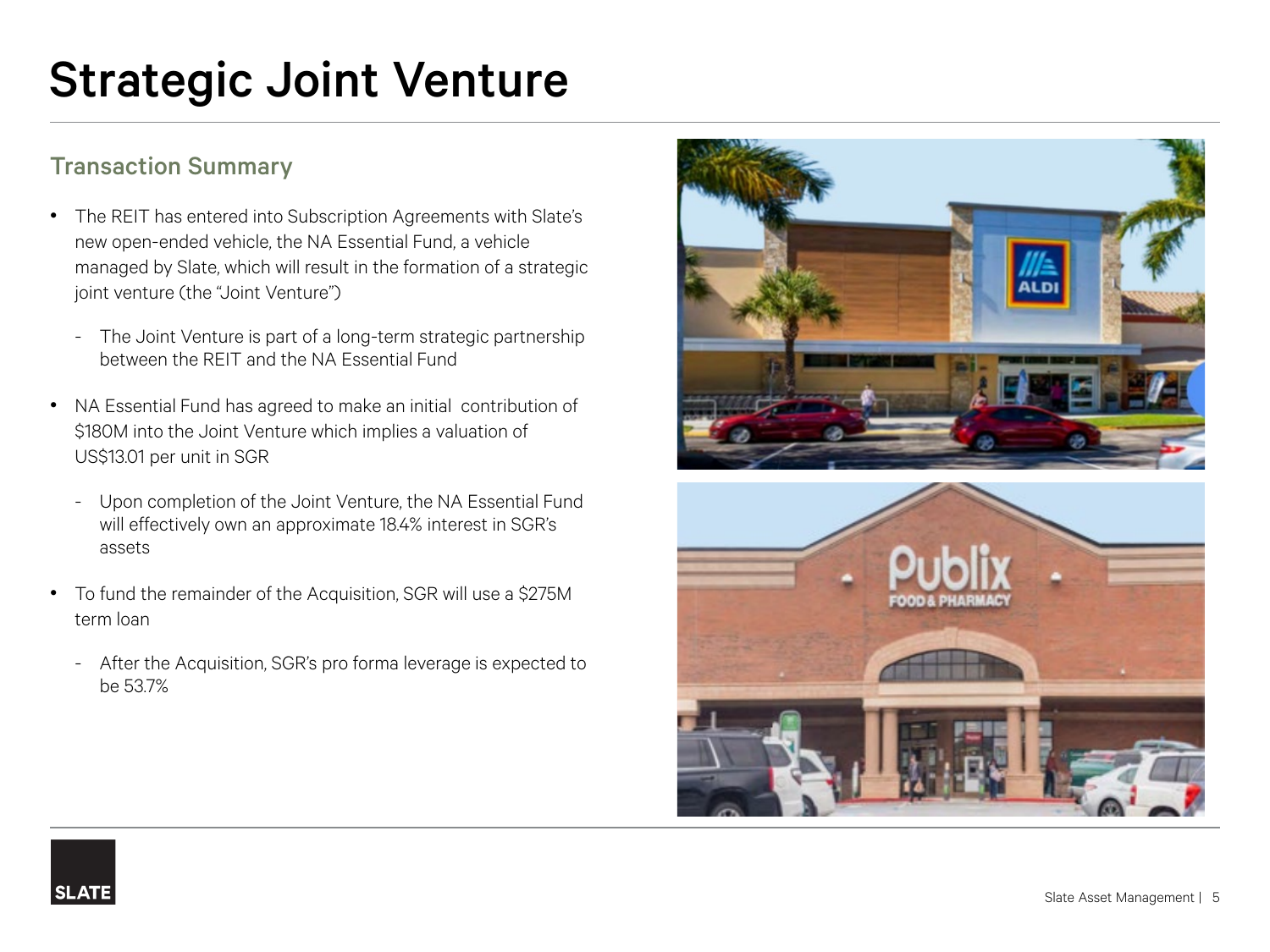# Strategic Joint Venture

## Transaction Summary

- The REIT has entered into Subscription Agreements with Slate's new open-ended vehicle, the NA Essential Fund, a vehicle managed by Slate, which will result in the formation of a strategic joint venture (the "Joint Venture")
  - The Joint Venture is part of a long-term strategic partnership between the REIT and the NA Essential Fund
- NA Essential Fund has agreed to make an initial contribution of $180M into the Joint Venture which implies a valuation of US$13.01 per unit in SGR
  - Upon completion of the Joint Venture, the NA Essential Fund will effectively own an approximate 18.4% interest in SGR's assets
- To fund the remainder of the Acquisition, SGR will use a $275M term loan
  - After the Acquisition, SGR's pro forma leverage is expected to be 53.7%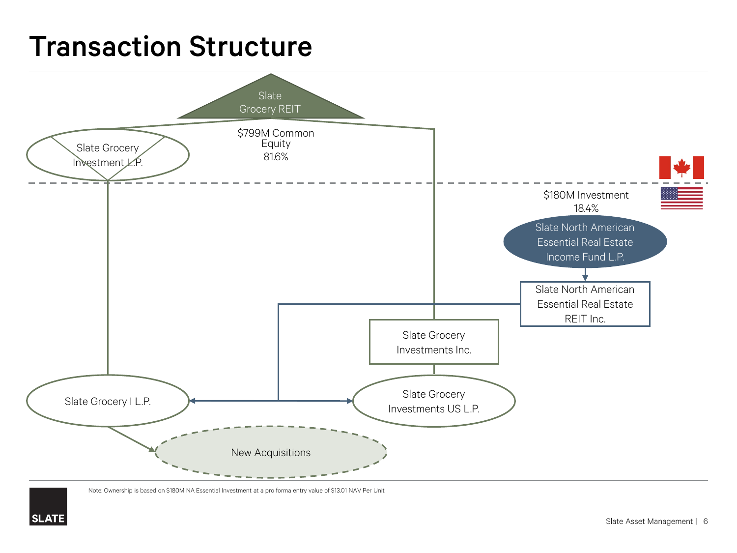# Transaction Structure

Slate Grocery REIT

$799M Common Equity 81.6%

Slate Grocery Investment L.P.

$180M Investment 18.4%

Slate North American Essential Real Estate Income Fund L.P.

Slate North American Essential Real Estate REIT Inc.

Slate Grocery Investments Inc.

Slate Grocery I L.P.

Slate Grocery Investments US L.P.

New Acquisitions

Note: Ownership is based on $180M NA Essential Investment at a pro forma entry value of $13.01 NAV Per Unit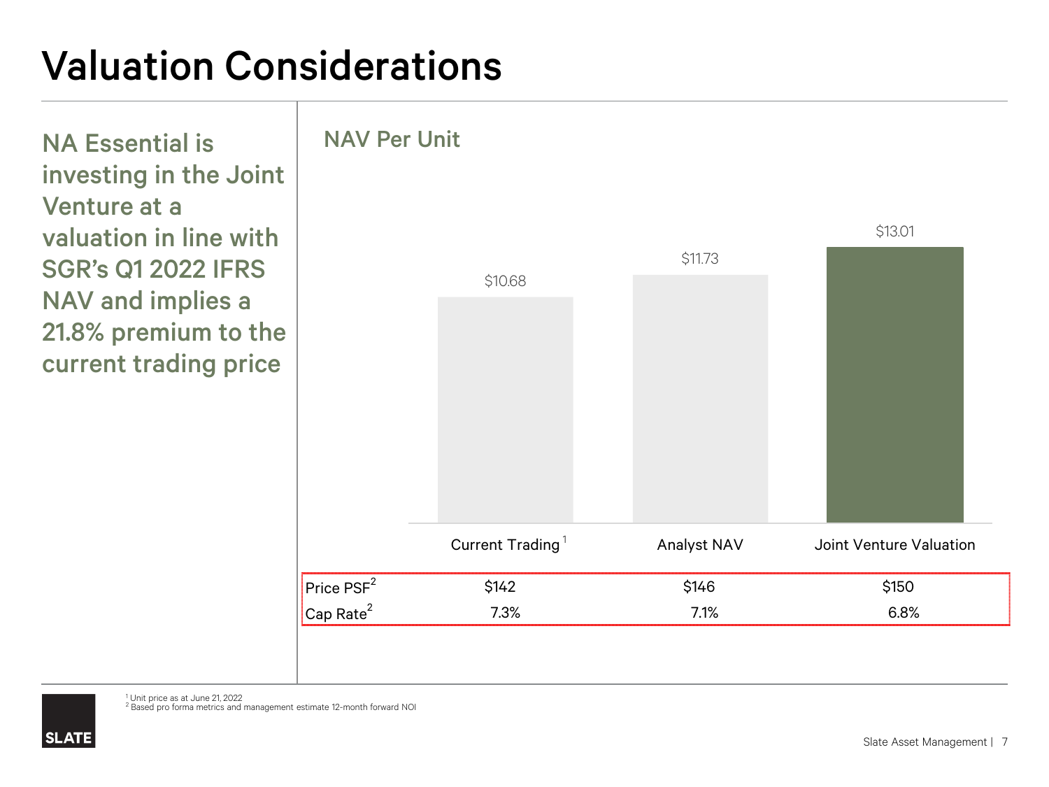# Valuation Considerations

## NA Essential is investing in the Joint Venture at a valuation in line with SGR's Q1 2022 IFRS NAV and implies a 21.8% premium to the current trading price

### NAV Per Unit

| | Current Trading[1] | Analyst NAV | Joint Venture Valuation |
|---|---|---|---|
| NAV Per Unit | $10.68 | $11.73 | $13.01 |
| Price PSF[2] | $142 | $146 | $150 |
| Cap Rate[2] | 7.3% | 7.1% | 6.8% |

[1] Unit price as at June 21, 2022
[2] Based pro forma metrics and management estimate 12-month forward NOI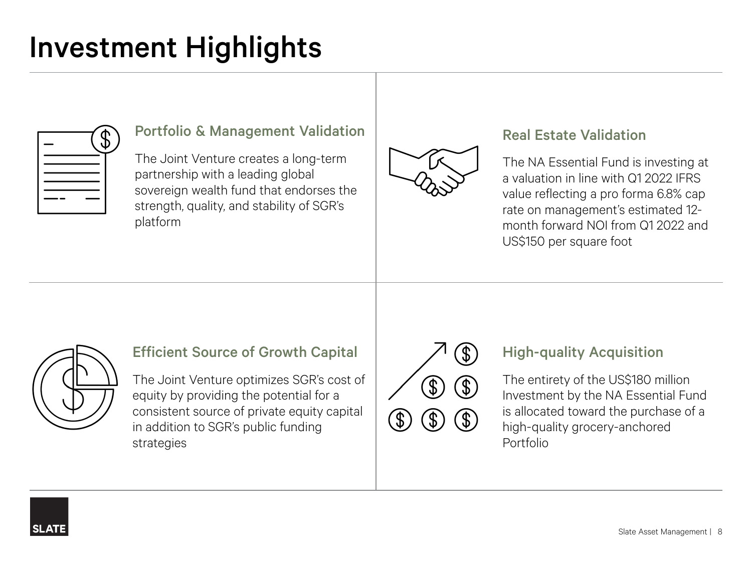# Investment Highlights

### Portfolio & Management Validation

The Joint Venture creates a long-term partnership with a leading global sovereign wealth fund that endorses the strength, quality, and stability of SGR's platform

### Real Estate Validation

The NA Essential Fund is investing at a valuation in line with Q1 2022 IFRS value reflecting a pro forma 6.8% cap rate on management's estimated 12-month forward NOI from Q1 2022 and US$150 per square foot

### Efficient Source of Growth Capital

The Joint Venture optimizes SGR's cost of equity by providing the potential for a consistent source of private equity capital in addition to SGR's public funding strategies

### High-quality Acquisition

The entirety of the US$180 million Investment by the NA Essential Fund is allocated toward the purchase of a high-quality grocery-anchored Portfolio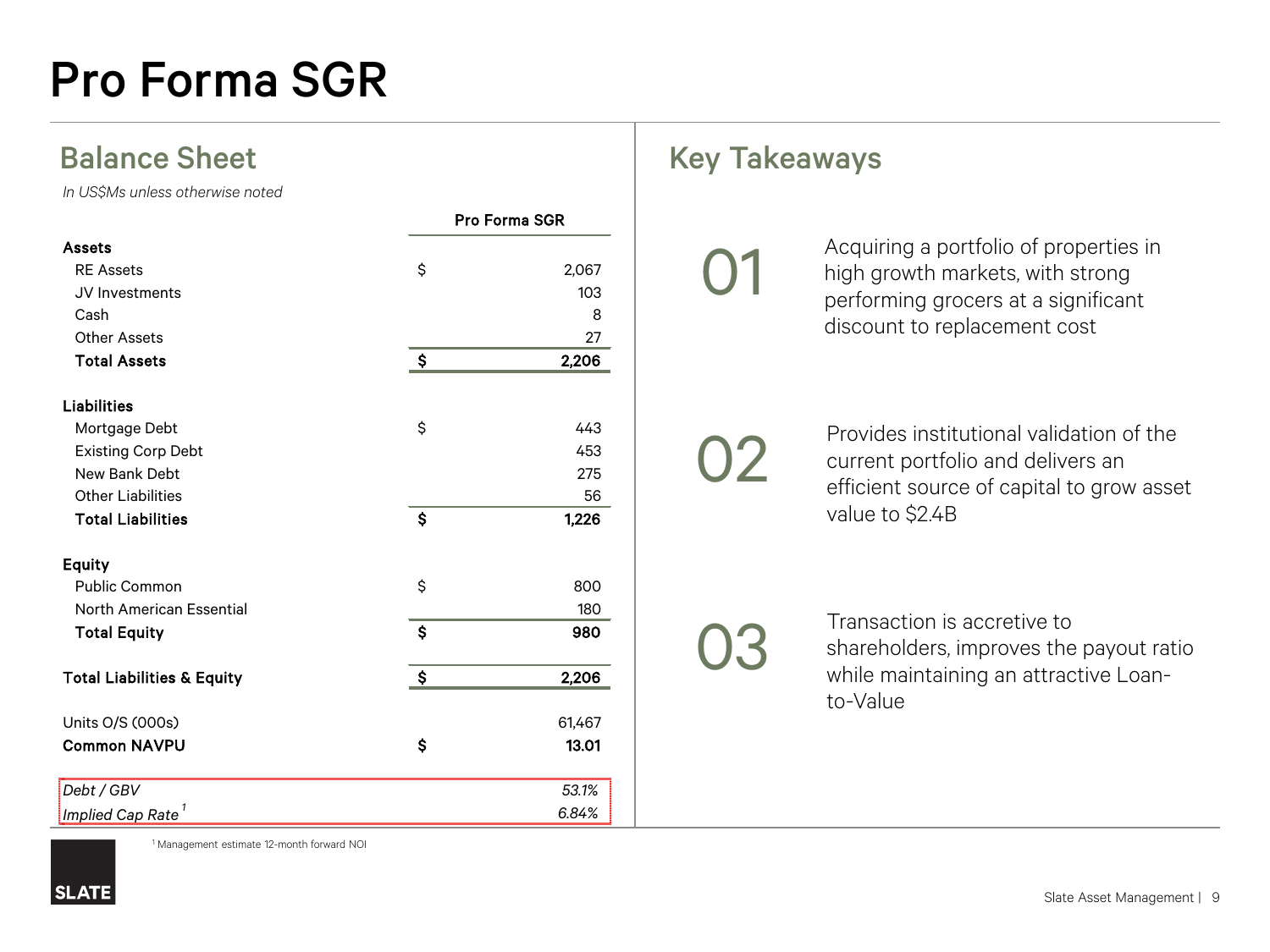# Pro Forma SGR

## Balance Sheet

*In US$Ms unless otherwise noted*

| | | Pro Forma SGR |
|---|---|---|
| **Assets** | | |
| RE Assets | $ | 2,067 |
| JV Investments | | 103 |
| Cash | | 8 |
| Other Assets | | 27 |
| **Total Assets** | **$** | **2,206** |
| **Liabilities** | | |
| Mortgage Debt | $ | 443 |
| Existing Corp Debt | | 453 |
| New Bank Debt | | 275 |
| Other Liabilities | | 56 |
| **Total Liabilities** | **$** | **1,226** |
| **Equity** | | |
| Public Common | $ | 800 |
| North American Essential | | 180 |
| **Total Equity** | **$** | **980** |
| **Total Liabilities & Equity** | **$** | **2,206** |
| Units O/S (000s) | | 61,467 |
| **Common NAVPU** | **$** | **13.01** |
| *Debt / GBV* | | *53.1%* |
| *Implied Cap Rate* [1] | | *6.84%* |

[1] Management estimate 12-month forward NOI

## Key Takeaways

**01** Acquiring a portfolio of properties in high growth markets, with strong performing grocers at a significant discount to replacement cost

**02** Provides institutional validation of the current portfolio and delivers an efficient source of capital to grow asset value to $2.4B

**03** Transaction is accretive to shareholders, improves the payout ratio while maintaining an attractive Loan-to-Value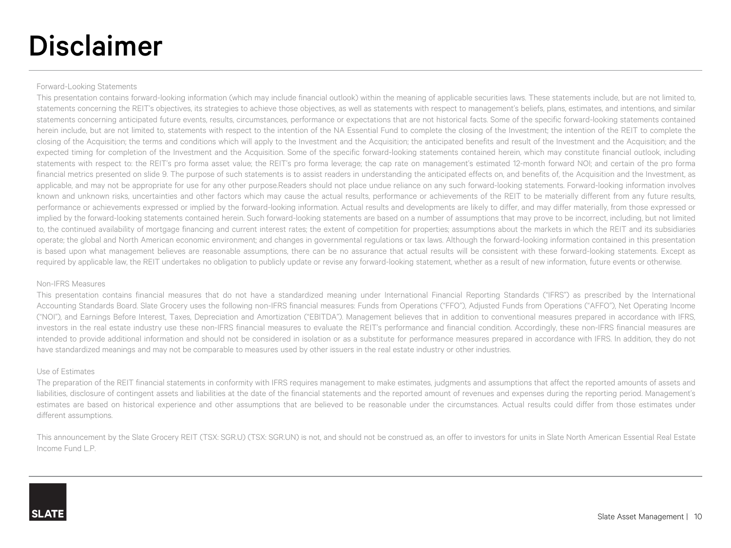# Disclaimer

Forward-Looking Statements

This presentation contains forward-looking information (which may include financial outlook) within the meaning of applicable securities laws. These statements include, but are not limited to, statements concerning the REIT's objectives, its strategies to achieve those objectives, as well as statements with respect to management's beliefs, plans, estimates, and intentions, and similar statements concerning anticipated future events, results, circumstances, performance or expectations that are not historical facts. Some of the specific forward-looking statements contained herein include, but are not limited to, statements with respect to the intention of the NA Essential Fund to complete the closing of the Investment; the intention of the REIT to complete the closing of the Acquisition; the terms and conditions which will apply to the Investment and the Acquisition; the anticipated benefits and result of the Investment and the Acquisition; and the expected timing for completion of the Investment and the Acquisition. Some of the specific forward-looking statements contained herein, which may constitute financial outlook, including statements with respect to: the REIT's pro forma asset value; the REIT's pro forma leverage; the cap rate on management's estimated 12-month forward NOI; and certain of the pro forma financial metrics presented on slide 9. The purpose of such statements is to assist readers in understanding the anticipated effects on, and benefits of, the Acquisition and the Investment, as applicable, and may not be appropriate for use for any other purpose.Readers should not place undue reliance on any such forward-looking statements. Forward-looking information involves known and unknown risks, uncertainties and other factors which may cause the actual results, performance or achievements of the REIT to be materially different from any future results, performance or achievements expressed or implied by the forward-looking information. Actual results and developments are likely to differ, and may differ materially, from those expressed or implied by the forward-looking statements contained herein. Such forward-looking statements are based on a number of assumptions that may prove to be incorrect, including, but not limited to, the continued availability of mortgage financing and current interest rates; the extent of competition for properties; assumptions about the markets in which the REIT and its subsidiaries operate; the global and North American economic environment; and changes in governmental regulations or tax laws. Although the forward-looking information contained in this presentation is based upon what management believes are reasonable assumptions, there can be no assurance that actual results will be consistent with these forward-looking statements. Except as required by applicable law, the REIT undertakes no obligation to publicly update or revise any forward-looking statement, whether as a result of new information, future events or otherwise.

Non-IFRS Measures

This presentation contains financial measures that do not have a standardized meaning under International Financial Reporting Standards ("IFRS") as prescribed by the International Accounting Standards Board. Slate Grocery uses the following non-IFRS financial measures: Funds from Operations ("FFO"), Adjusted Funds from Operations ("AFFO"), Net Operating Income ("NOI"), and Earnings Before Interest, Taxes, Depreciation and Amortization ("EBITDA"). Management believes that in addition to conventional measures prepared in accordance with IFRS, investors in the real estate industry use these non-IFRS financial measures to evaluate the REIT's performance and financial condition. Accordingly, these non-IFRS financial measures are intended to provide additional information and should not be considered in isolation or as a substitute for performance measures prepared in accordance with IFRS. In addition, they do not have standardized meanings and may not be comparable to measures used by other issuers in the real estate industry or other industries.

Use of Estimates

The preparation of the REIT financial statements in conformity with IFRS requires management to make estimates, judgments and assumptions that affect the reported amounts of assets and liabilities, disclosure of contingent assets and liabilities at the date of the financial statements and the reported amount of revenues and expenses during the reporting period. Management's estimates are based on historical experience and other assumptions that are believed to be reasonable under the circumstances. Actual results could differ from those estimates under different assumptions.

This announcement by the Slate Grocery REIT (TSX: SGR.U) (TSX: SGR.UN) is not, and should not be construed as, an offer to investors for units in Slate North American Essential Real Estate Income Fund L.P.

SLATE